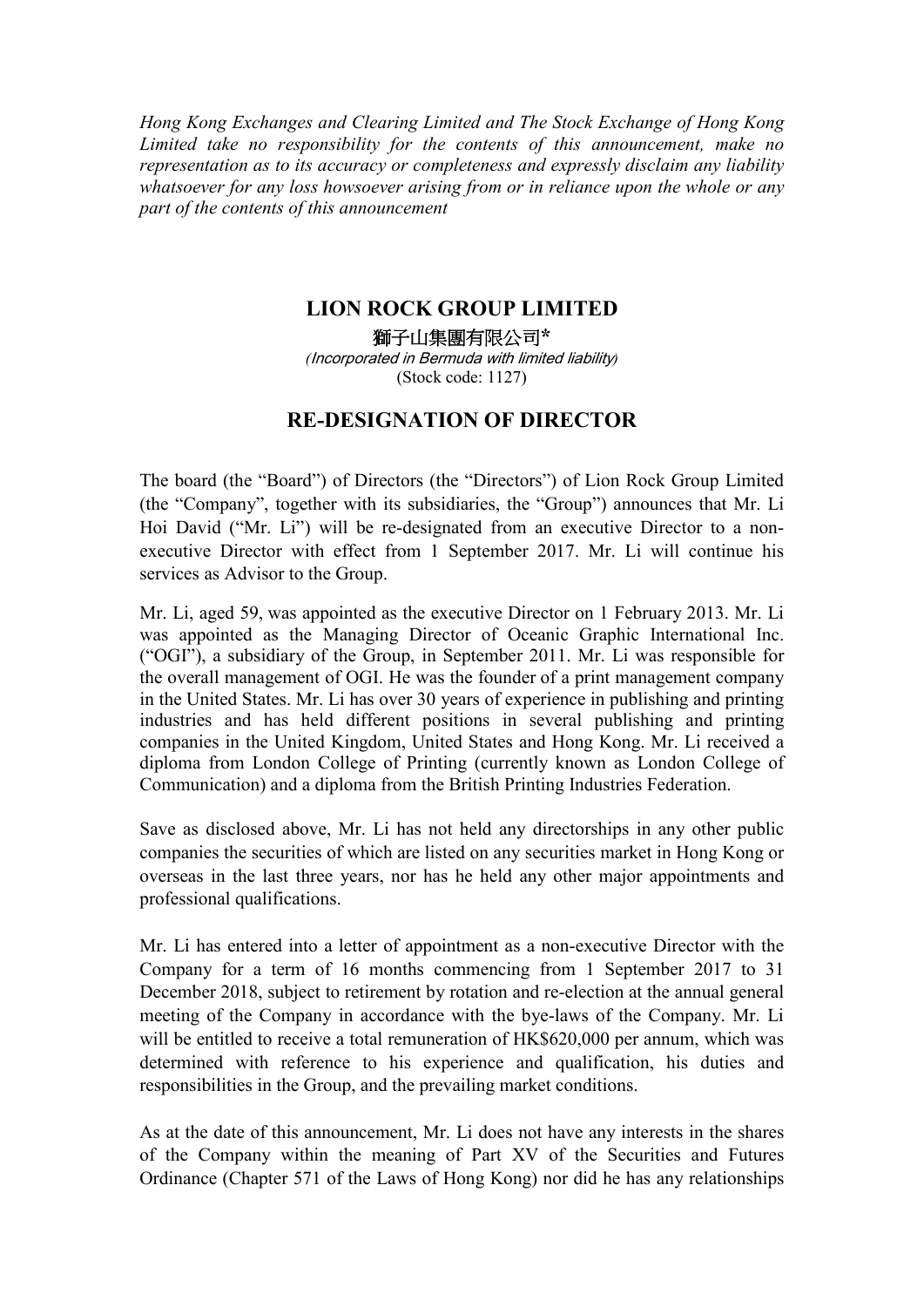*Hong Kong Exchanges and Clearing Limited and The Stock Exchange of Hong Kong Limited take no responsibility for the contents of this announcement, make no representation as to its accuracy or completeness and expressly disclaim any liability whatsoever for any loss howsoever arising from or in reliance upon the whole or any part of the contents of this announcement*

# LION ROCK GROUP LIMITED

**獅子山集團有限公司***

*(Incorporated in Bermuda with limited liability)*

(Stock code: 1127)

## RE-DESIGNATION OF DIRECTOR

The board (the "Board") of Directors (the "Directors") of Lion Rock Group Limited (the "Company", together with its subsidiaries, the "Group") announces that Mr. Li Hoi David ("Mr. Li") will be re-designated from an executive Director to a non-executive Director with effect from 1 September 2017. Mr. Li will continue his services as Advisor to the Group.

Mr. Li, aged 59, was appointed as the executive Director on 1 February 2013. Mr. Li was appointed as the Managing Director of Oceanic Graphic International Inc. ("OGI"), a subsidiary of the Group, in September 2011. Mr. Li was responsible for the overall management of OGI. He was the founder of a print management company in the United States. Mr. Li has over 30 years of experience in publishing and printing industries and has held different positions in several publishing and printing companies in the United Kingdom, United States and Hong Kong. Mr. Li received a diploma from London College of Printing (currently known as London College of Communication) and a diploma from the British Printing Industries Federation.

Save as disclosed above, Mr. Li has not held any directorships in any other public companies the securities of which are listed on any securities market in Hong Kong or overseas in the last three years, nor has he held any other major appointments and professional qualifications.

Mr. Li has entered into a letter of appointment as a non-executive Director with the Company for a term of 16 months commencing from 1 September 2017 to 31 December 2018, subject to retirement by rotation and re-election at the annual general meeting of the Company in accordance with the bye-laws of the Company. Mr. Li will be entitled to receive a total remuneration of HK$620,000 per annum, which was determined with reference to his experience and qualification, his duties and responsibilities in the Group, and the prevailing market conditions.

As at the date of this announcement, Mr. Li does not have any interests in the shares of the Company within the meaning of Part XV of the Securities and Futures Ordinance (Chapter 571 of the Laws of Hong Kong) nor did he has any relationships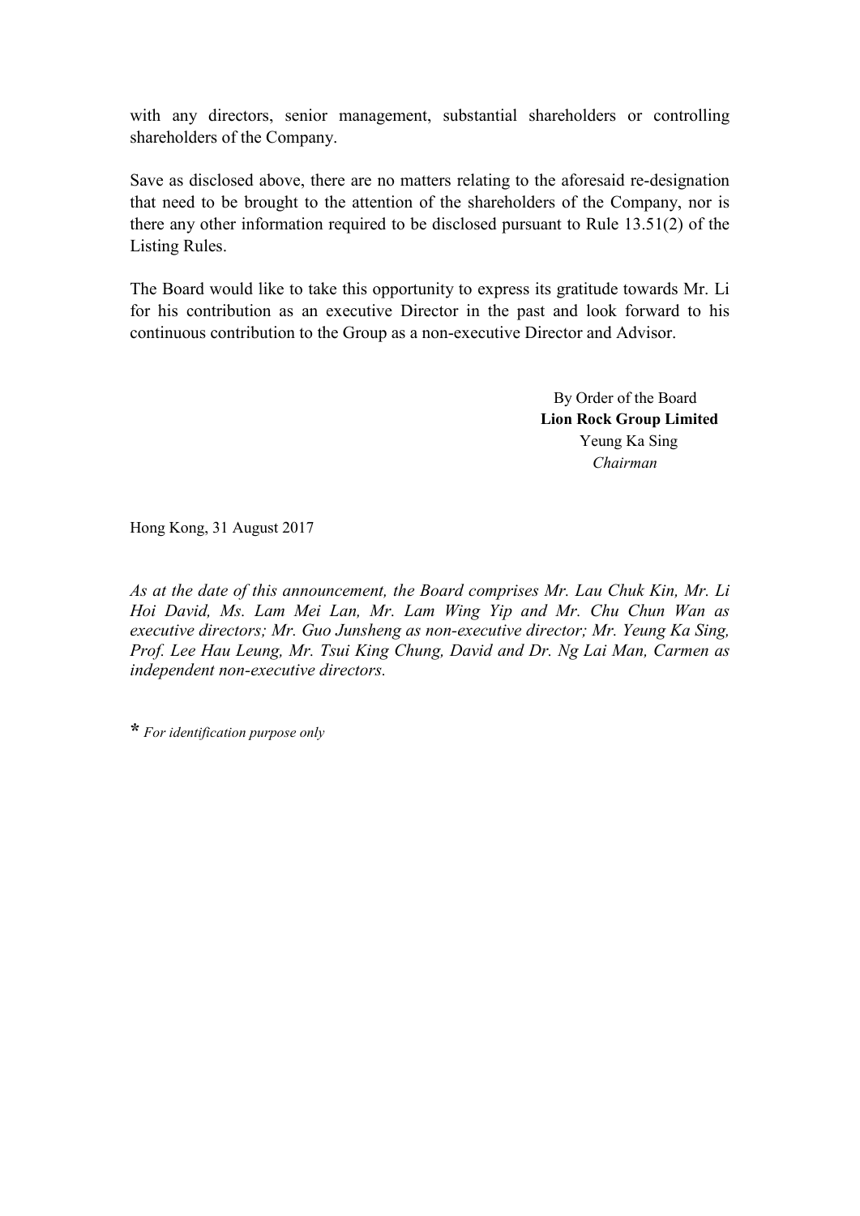with any directors, senior management, substantial shareholders or controlling shareholders of the Company.

Save as disclosed above, there are no matters relating to the aforesaid re-designation that need to be brought to the attention of the shareholders of the Company, nor is there any other information required to be disclosed pursuant to Rule 13.51(2) of the Listing Rules.

The Board would like to take this opportunity to express its gratitude towards Mr. Li for his contribution as an executive Director in the past and look forward to his continuous contribution to the Group as a non-executive Director and Advisor.

By Order of the Board
**Lion Rock Group Limited**
Yeung Ka Sing
*Chairman*

Hong Kong, 31 August 2017

*As at the date of this announcement, the Board comprises Mr. Lau Chuk Kin, Mr. Li Hoi David, Ms. Lam Mei Lan, Mr. Lam Wing Yip and Mr. Chu Chun Wan as executive directors; Mr. Guo Junsheng as non-executive director; Mr. Yeung Ka Sing, Prof. Lee Hau Leung, Mr. Tsui King Chung, David and Dr. Ng Lai Man, Carmen as independent non-executive directors.*

\* *For identification purpose only*